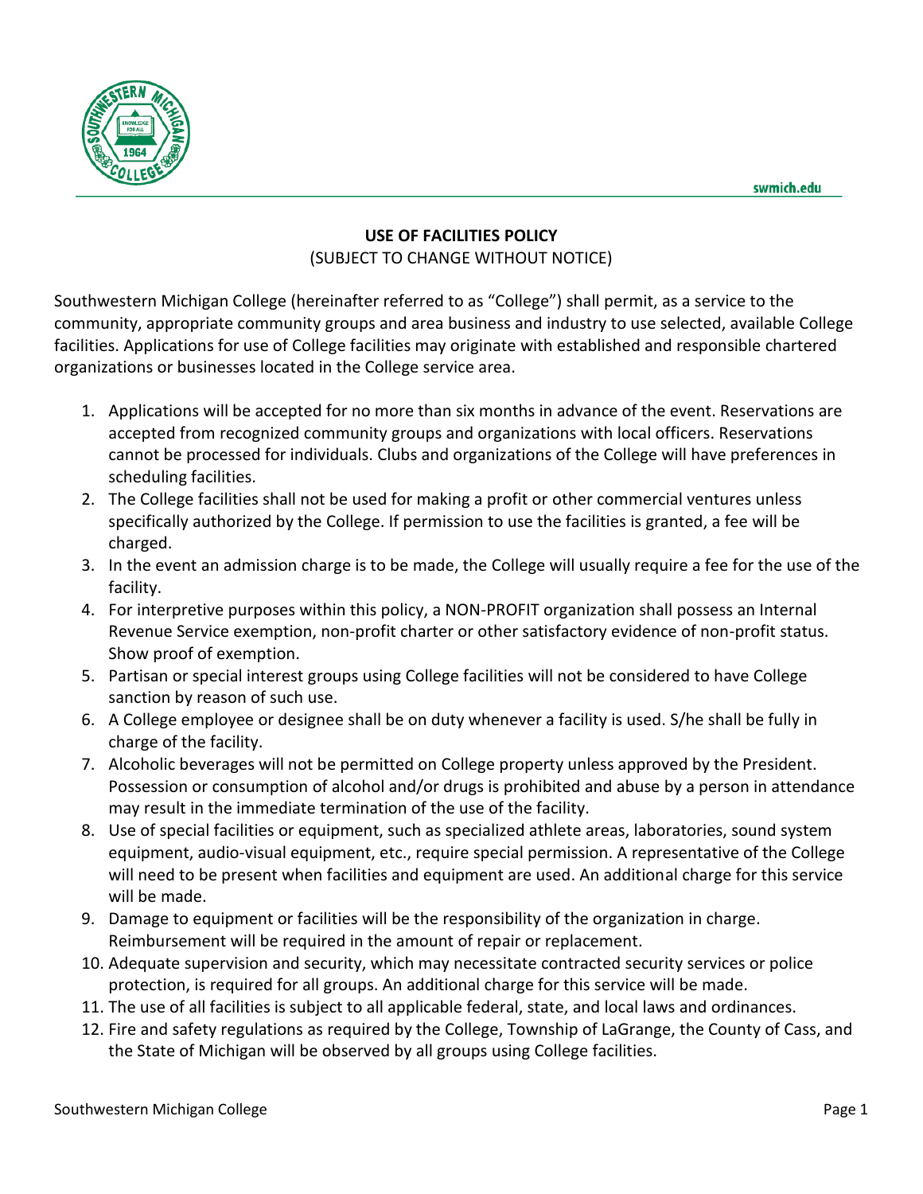swmich.edu

# USE OF FACILITIES POLICY

(SUBJECT TO CHANGE WITHOUT NOTICE)

Southwestern Michigan College (hereinafter referred to as "College") shall permit, as a service to the community, appropriate community groups and area business and industry to use selected, available College facilities. Applications for use of College facilities may originate with established and responsible chartered organizations or businesses located in the College service area.

1. Applications will be accepted for no more than six months in advance of the event. Reservations are accepted from recognized community groups and organizations with local officers. Reservations cannot be processed for individuals. Clubs and organizations of the College will have preferences in scheduling facilities.
2. The College facilities shall not be used for making a profit or other commercial ventures unless specifically authorized by the College. If permission to use the facilities is granted, a fee will be charged.
3. In the event an admission charge is to be made, the College will usually require a fee for the use of the facility.
4. For interpretive purposes within this policy, a NON-PROFIT organization shall possess an Internal Revenue Service exemption, non-profit charter or other satisfactory evidence of non-profit status. Show proof of exemption.
5. Partisan or special interest groups using College facilities will not be considered to have College sanction by reason of such use.
6. A College employee or designee shall be on duty whenever a facility is used. S/he shall be fully in charge of the facility.
7. Alcoholic beverages will not be permitted on College property unless approved by the President. Possession or consumption of alcohol and/or drugs is prohibited and abuse by a person in attendance may result in the immediate termination of the use of the facility.
8. Use of special facilities or equipment, such as specialized athlete areas, laboratories, sound system equipment, audio-visual equipment, etc., require special permission. A representative of the College will need to be present when facilities and equipment are used. An additional charge for this service will be made.
9. Damage to equipment or facilities will be the responsibility of the organization in charge. Reimbursement will be required in the amount of repair or replacement.
10. Adequate supervision and security, which may necessitate contracted security services or police protection, is required for all groups. An additional charge for this service will be made.
11. The use of all facilities is subject to all applicable federal, state, and local laws and ordinances.
12. Fire and safety regulations as required by the College, Township of LaGrange, the County of Cass, and the State of Michigan will be observed by all groups using College facilities.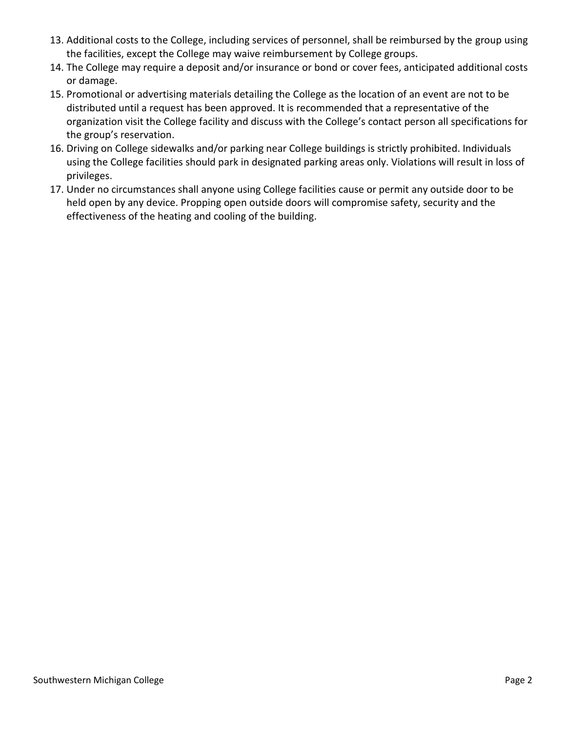13. Additional costs to the College, including services of personnel, shall be reimbursed by the group using the facilities, except the College may waive reimbursement by College groups.
14. The College may require a deposit and/or insurance or bond or cover fees, anticipated additional costs or damage.
15. Promotional or advertising materials detailing the College as the location of an event are not to be distributed until a request has been approved. It is recommended that a representative of the organization visit the College facility and discuss with the College's contact person all specifications for the group's reservation.
16. Driving on College sidewalks and/or parking near College buildings is strictly prohibited. Individuals using the College facilities should park in designated parking areas only. Violations will result in loss of privileges.
17. Under no circumstances shall anyone using College facilities cause or permit any outside door to be held open by any device. Propping open outside doors will compromise safety, security and the effectiveness of the heating and cooling of the building.